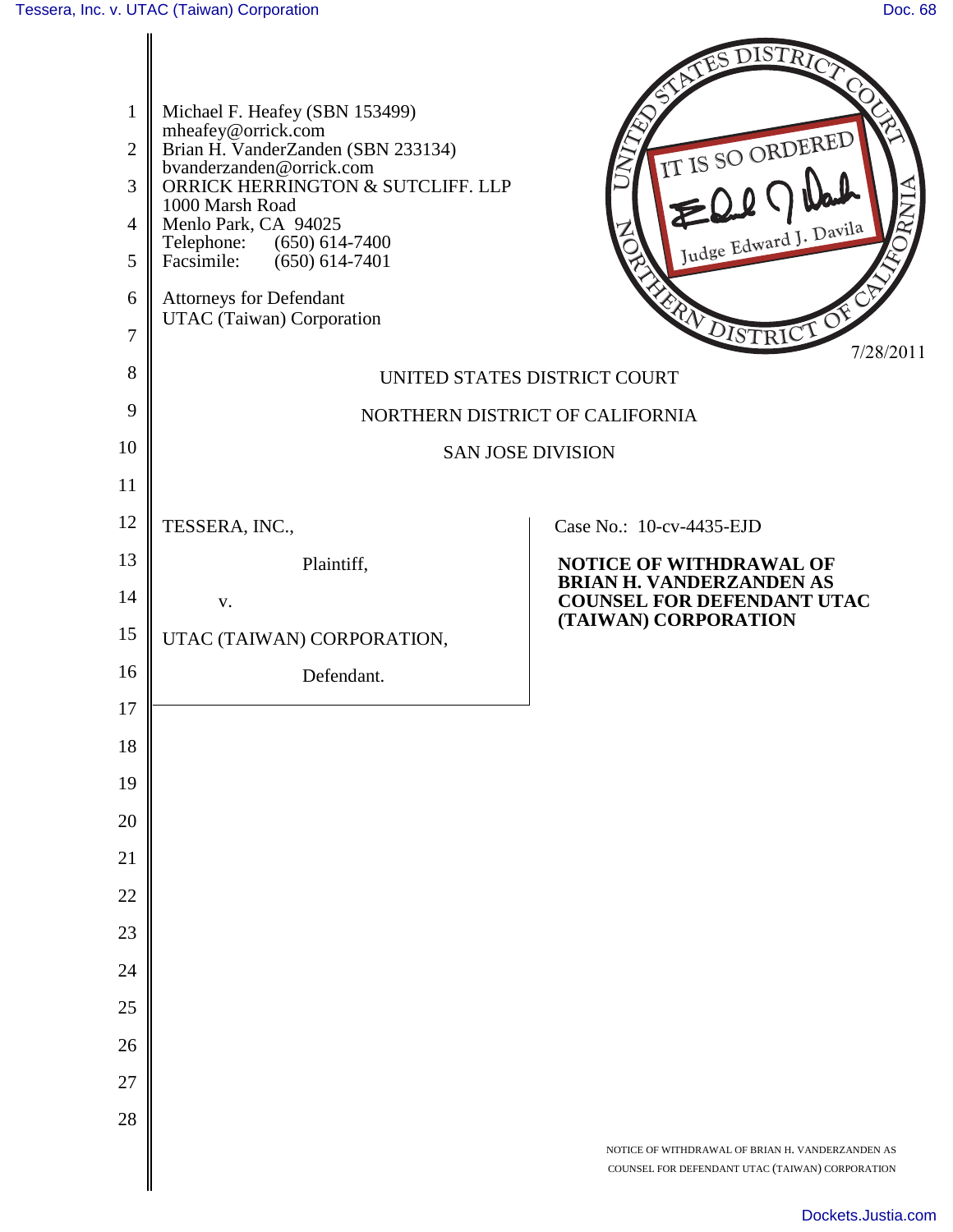Michael F. Heafey (SBN 153499)
mheafey@orrick.com
Brian H. VanderZanden (SBN 233134)
bvanderzanden@orrick.com
ORRICK HERRINGTON & SUTCLIFF. LLP
1000 Marsh Road
Menlo Park, CA 94025
Telephone: (650) 614-7400
Facsimile: (650) 614-7401

Attorneys for Defendant
UTAC (Taiwan) Corporation

IT IS SO ORDERED
Judge Edward J. Davila
7/28/2011

UNITED STATES DISTRICT COURT

NORTHERN DISTRICT OF CALIFORNIA

SAN JOSE DIVISION

TESSERA, INC.,

Plaintiff,

v.

UTAC (TAIWAN) CORPORATION,

Defendant.

Case No.: 10-cv-4435-EJD

**NOTICE OF WITHDRAWAL OF BRIAN H. VANDERZANDEN AS COUNSEL FOR DEFENDANT UTAC (TAIWAN) CORPORATION**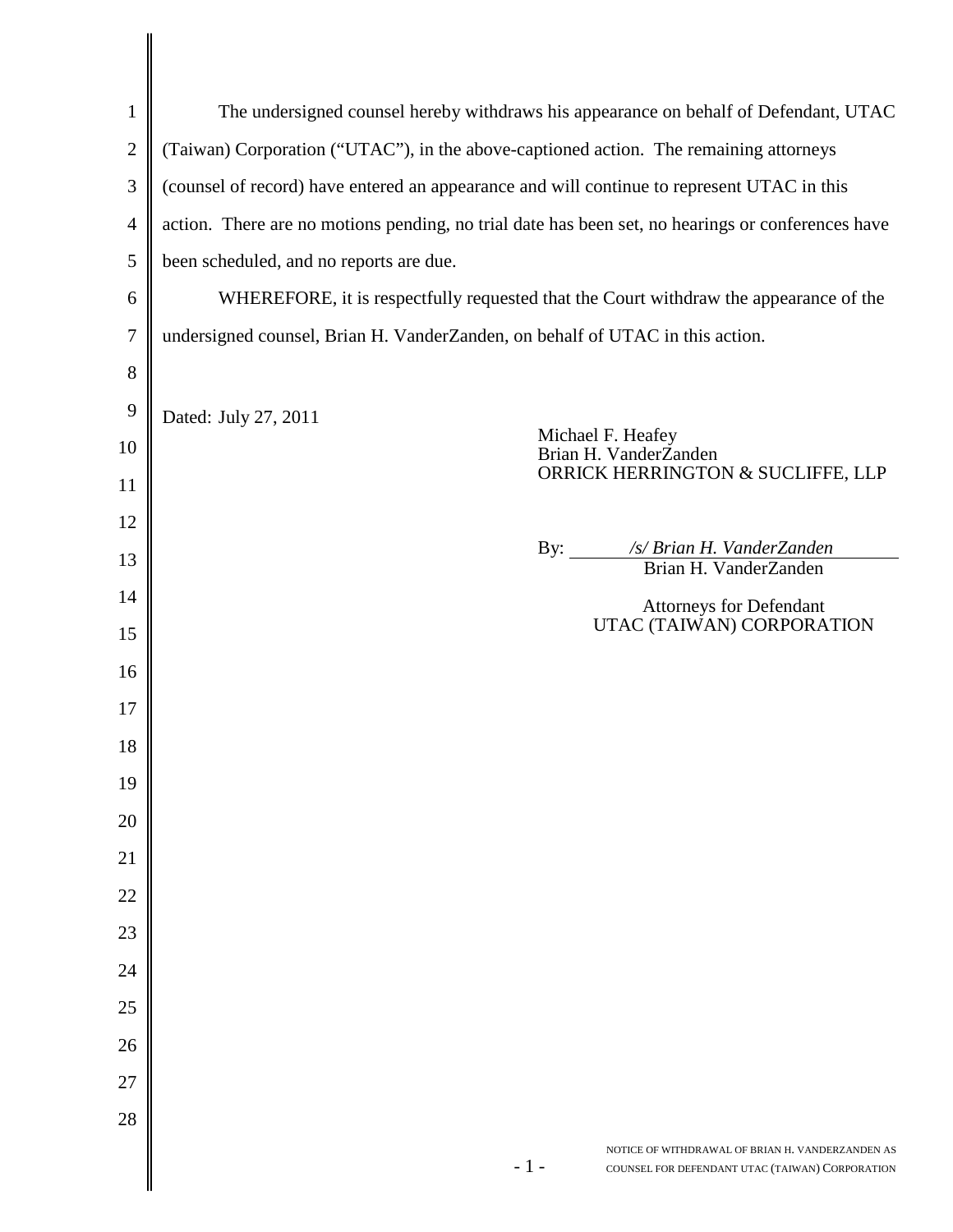The undersigned counsel hereby withdraws his appearance on behalf of Defendant, UTAC (Taiwan) Corporation ("UTAC"), in the above-captioned action. The remaining attorneys (counsel of record) have entered an appearance and will continue to represent UTAC in this action. There are no motions pending, no trial date has been set, no hearings or conferences have been scheduled, and no reports are due.

WHEREFORE, it is respectfully requested that the Court withdraw the appearance of the undersigned counsel, Brian H. VanderZanden, on behalf of UTAC in this action.

Dated: July 27, 2011

Michael F. Heafey
Brian H. VanderZanden
ORRICK HERRINGTON & SUCLIFFE, LLP

By: */s/ Brian H. VanderZanden*
Brian H. VanderZanden

Attorneys for Defendant
UTAC (TAIWAN) CORPORATION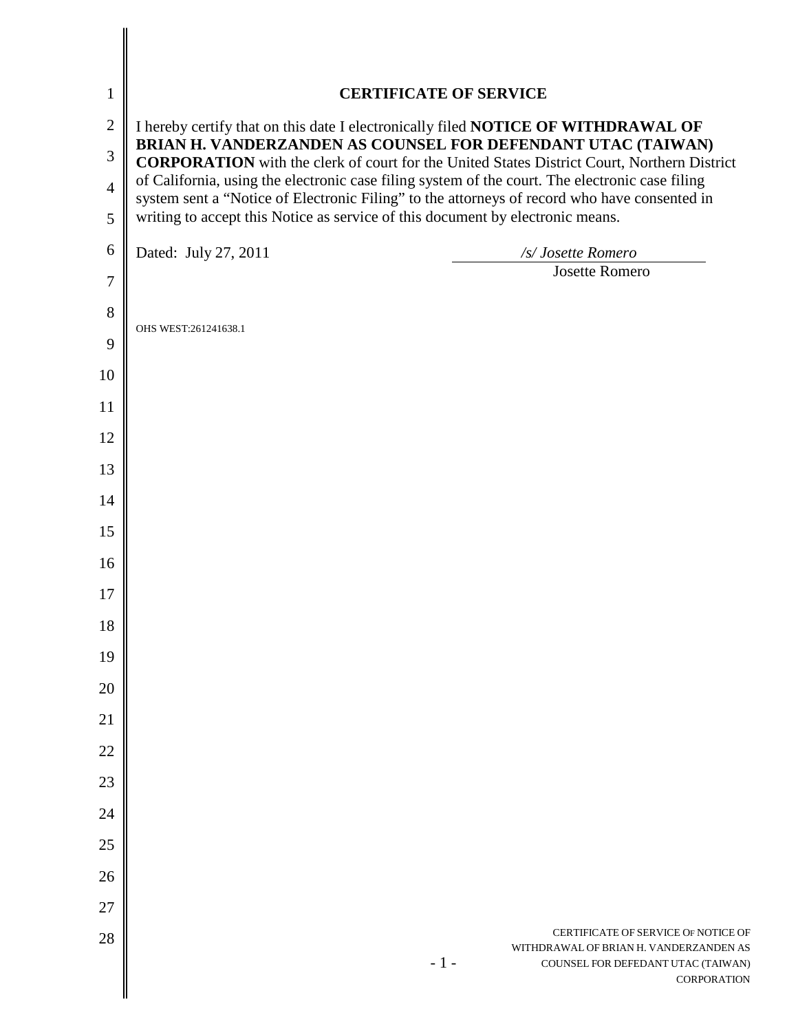# CERTIFICATE OF SERVICE

I hereby certify that on this date I electronically filed **NOTICE OF WITHDRAWAL OF BRIAN H. VANDERZANDEN AS COUNSEL FOR DEFENDANT UTAC (TAIWAN) CORPORATION** with the clerk of court for the United States District Court, Northern District of California, using the electronic case filing system of the court. The electronic case filing system sent a "Notice of Electronic Filing" to the attorneys of record who have consented in writing to accept this Notice as service of this document by electronic means.

Dated: July 27, 2011

*/s/ Josette Romero*
Josette Romero

OHS WEST:261241638.1